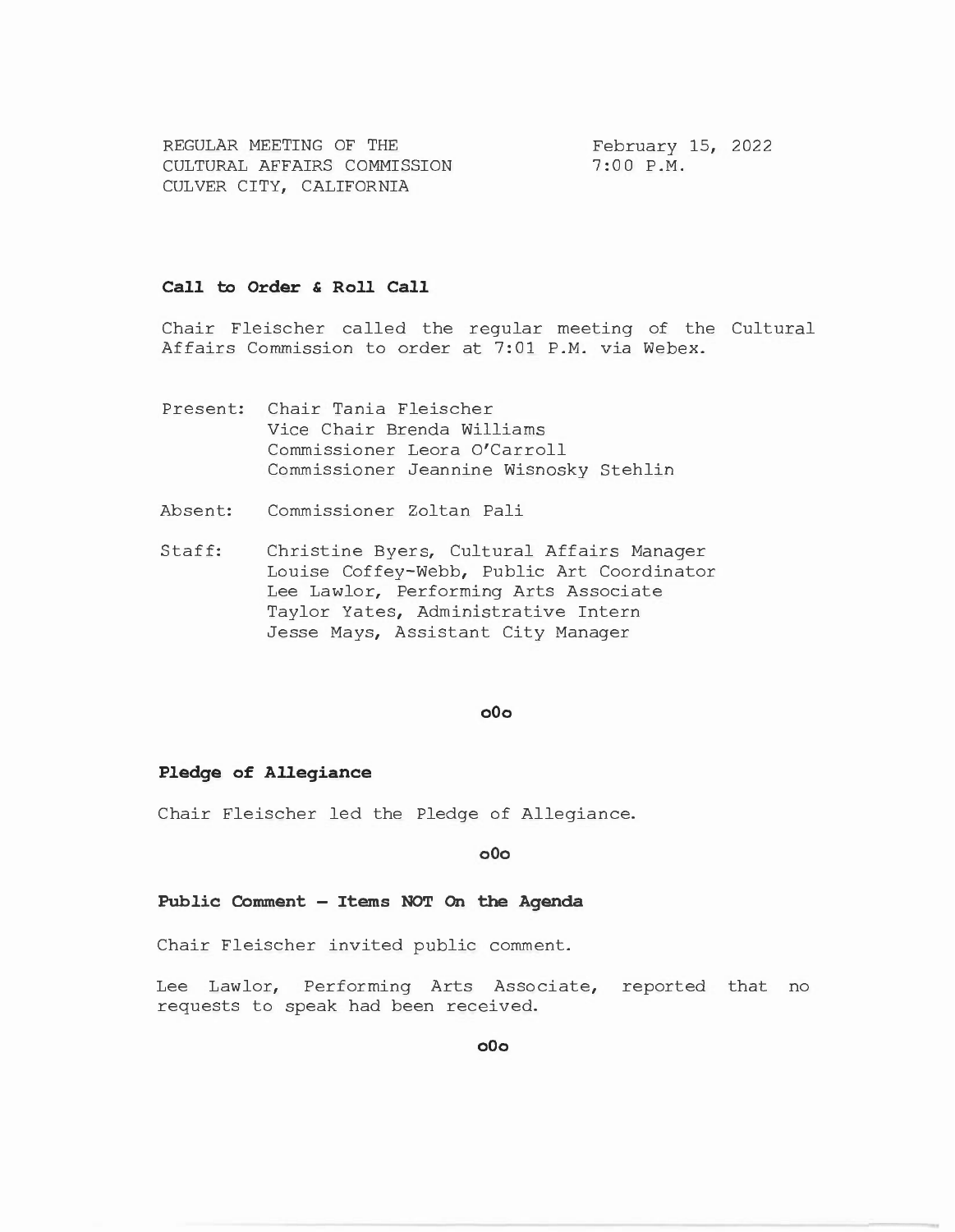REGULAR MEETING OF THE
CULTURAL AFFAIRS COMMISSION
CULVER CITY, CALIFORNIA

February 15, 2022
7:00 P.M.

**Call to Order & Roll Call**

Chair Fleischer called the regular meeting of the Cultural Affairs Commission to order at 7:01 P.M. via Webex.

Present: Chair Tania Fleischer
Vice Chair Brenda Williams
Commissioner Leora O'Carroll
Commissioner Jeannine Wisnosky Stehlin

Absent: Commissioner Zoltan Pali

Staff: Christine Byers, Cultural Affairs Manager
Louise Coffey-Webb, Public Art Coordinator
Lee Lawlor, Performing Arts Associate
Taylor Yates, Administrative Intern
Jesse Mays, Assistant City Manager

o0o

**Pledge of Allegiance**

Chair Fleischer led the Pledge of Allegiance.

o0o

**Public Comment – Items NOT On the Agenda**

Chair Fleischer invited public comment.

Lee Lawlor, Performing Arts Associate, reported that no requests to speak had been received.

o0o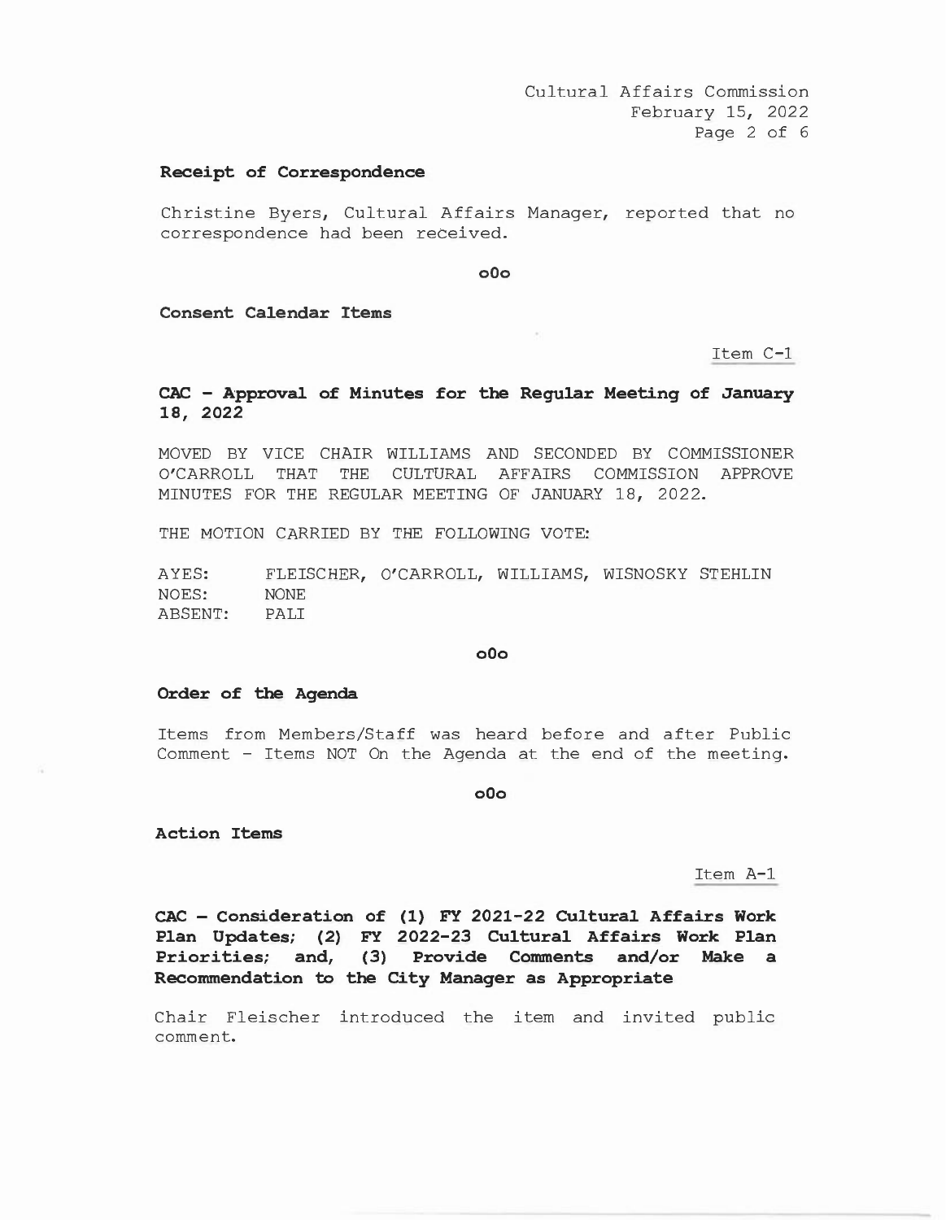### Receipt of Correspondence

Christine Byers, Cultural Affairs Manager, reported that no correspondence had been received.

o0o

### Consent Calendar Items

Item C-1

**CAC - Approval of Minutes for the Regular Meeting of January 18, 2022**

MOVED BY VICE CHAIR WILLIAMS AND SECONDED BY COMMISSIONER O'CARROLL THAT THE CULTURAL AFFAIRS COMMISSION APPROVE MINUTES FOR THE REGULAR MEETING OF JANUARY 18, 2022.

THE MOTION CARRIED BY THE FOLLOWING VOTE:

AYES: FLEISCHER, O'CARROLL, WILLIAMS, WISNOSKY STEHLIN
NOES: NONE
ABSENT: PALI

o0o

### Order of the Agenda

Items from Members/Staff was heard before and after Public Comment - Items NOT On the Agenda at the end of the meeting.

o0o

### Action Items

Item A-1

**CAC – Consideration of (1) FY 2021-22 Cultural Affairs Work Plan Updates; (2) FY 2022-23 Cultural Affairs Work Plan Priorities; and, (3) Provide Comments and/or Make a Recommendation to the City Manager as Appropriate**

Chair Fleischer introduced the item and invited public comment.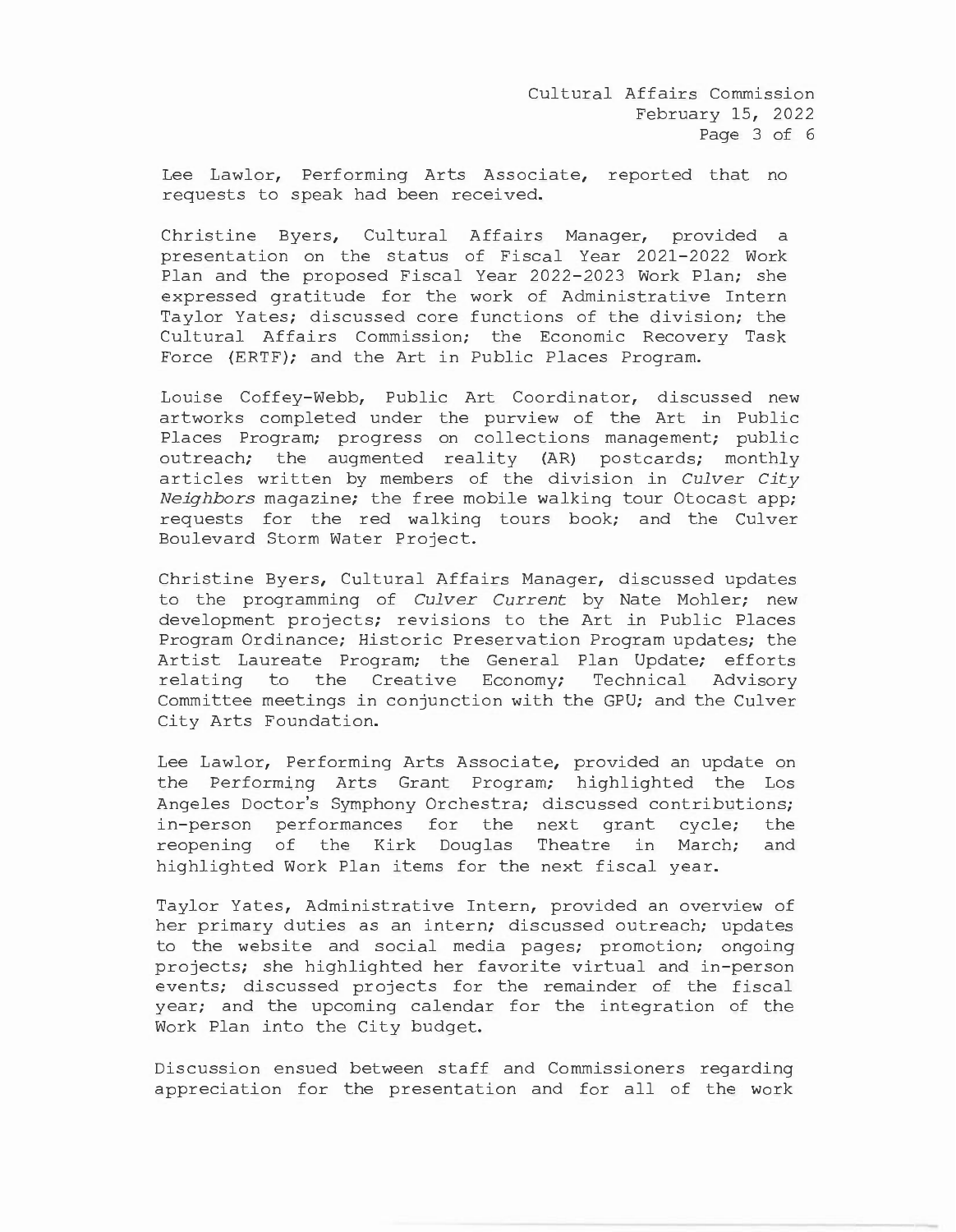Lee Lawlor, Performing Arts Associate, reported that no requests to speak had been received.

Christine Byers, Cultural Affairs Manager, provided a presentation on the status of Fiscal Year 2021-2022 Work Plan and the proposed Fiscal Year 2022-2023 Work Plan; she expressed gratitude for the work of Administrative Intern Taylor Yates; discussed core functions of the division; the Cultural Affairs Commission; the Economic Recovery Task Force (ERTF); and the Art in Public Places Program.

Louise Coffey-Webb, Public Art Coordinator, discussed new artworks completed under the purview of the Art in Public Places Program; progress on collections management; public outreach; the augmented reality (AR) postcards; monthly articles written by members of the division in *Culver City Neighbors* magazine; the free mobile walking tour Otocast app; requests for the red walking tours book; and the Culver Boulevard Storm Water Project.

Christine Byers, Cultural Affairs Manager, discussed updates to the programming of *Culver Current* by Nate Mohler; new development projects; revisions to the Art in Public Places Program Ordinance; Historic Preservation Program updates; the Artist Laureate Program; the General Plan Update; efforts relating to the Creative Economy; Technical Advisory Committee meetings in conjunction with the GPU; and the Culver City Arts Foundation.

Lee Lawlor, Performing Arts Associate, provided an update on the Performing Arts Grant Program; highlighted the Los Angeles Doctor's Symphony Orchestra; discussed contributions; in-person performances for the next grant cycle; the reopening of the Kirk Douglas Theatre in March; and highlighted Work Plan items for the next fiscal year.

Taylor Yates, Administrative Intern, provided an overview of her primary duties as an intern; discussed outreach; updates to the website and social media pages; promotion; ongoing projects; she highlighted her favorite virtual and in-person events; discussed projects for the remainder of the fiscal year; and the upcoming calendar for the integration of the Work Plan into the City budget.

Discussion ensued between staff and Commissioners regarding appreciation for the presentation and for all of the work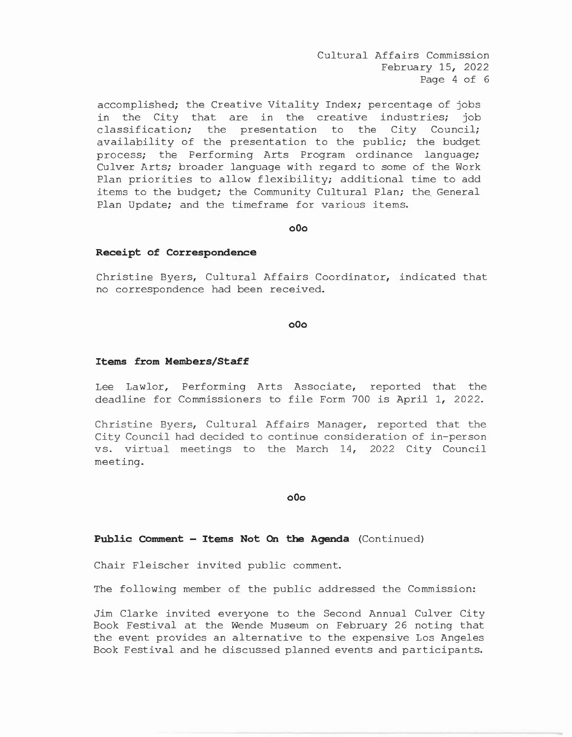accomplished; the Creative Vitality Index; percentage of jobs in the City that are in the creative industries; job classification; the presentation to the City Council; availability of the presentation to the public; the budget process; the Performing Arts Program ordinance language; Culver Arts; broader language with regard to some of the Work Plan priorities to allow flexibility; additional time to add items to the budget; the Community Cultural Plan; the General Plan Update; and the timeframe for various items.

o0o

**Receipt of Correspondence**

Christine Byers, Cultural Affairs Coordinator, indicated that no correspondence had been received.

o0o

**Items from Members/Staff**

Lee Lawlor, Performing Arts Associate, reported that the deadline for Commissioners to file Form 700 is April 1, 2022.

Christine Byers, Cultural Affairs Manager, reported that the City Council had decided to continue consideration of in-person vs. virtual meetings to the March 14, 2022 City Council meeting.

o0o

**Public Comment – Items Not On the Agenda** (Continued)

Chair Fleischer invited public comment.

The following member of the public addressed the Commission:

Jim Clarke invited everyone to the Second Annual Culver City Book Festival at the Wende Museum on February 26 noting that the event provides an alternative to the expensive Los Angeles Book Festival and he discussed planned events and participants.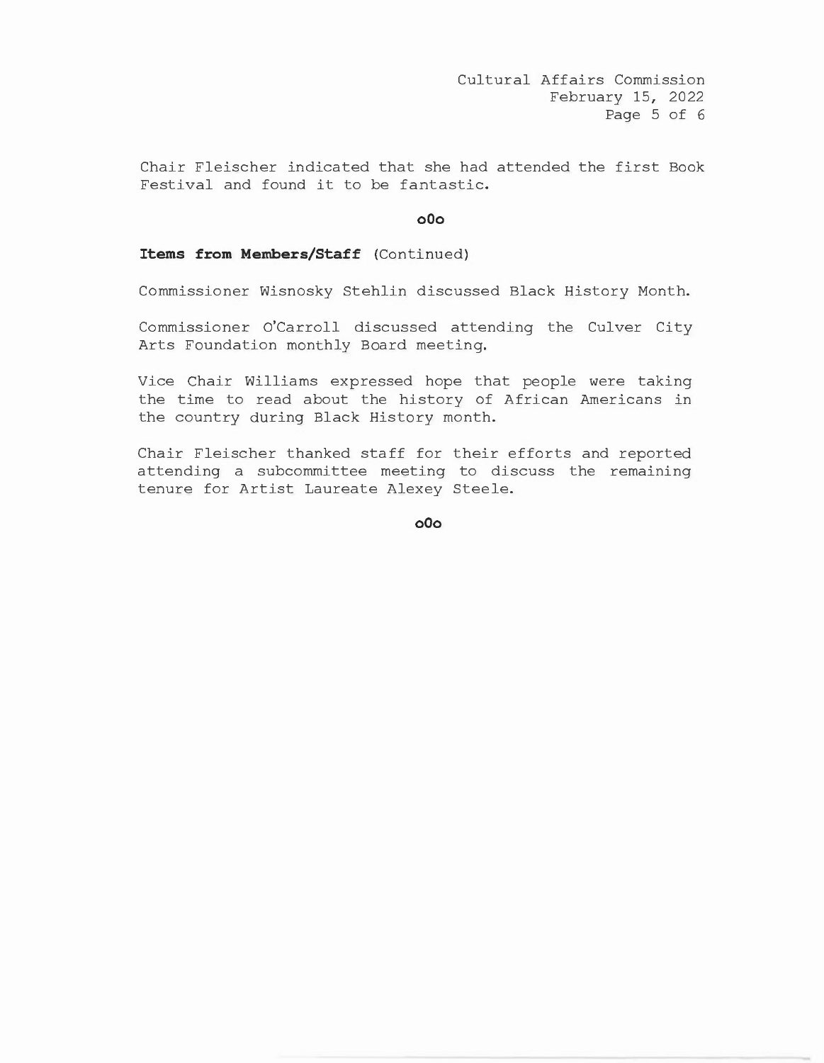Chair Fleischer indicated that she had attended the first Book Festival and found it to be fantastic.

o0o

**Items from Members/Staff** (Continued)

Commissioner Wisnosky Stehlin discussed Black History Month.

Commissioner O'Carroll discussed attending the Culver City Arts Foundation monthly Board meeting.

Vice Chair Williams expressed hope that people were taking the time to read about the history of African Americans in the country during Black History month.

Chair Fleischer thanked staff for their efforts and reported attending a subcommittee meeting to discuss the remaining tenure for Artist Laureate Alexey Steele.

o0o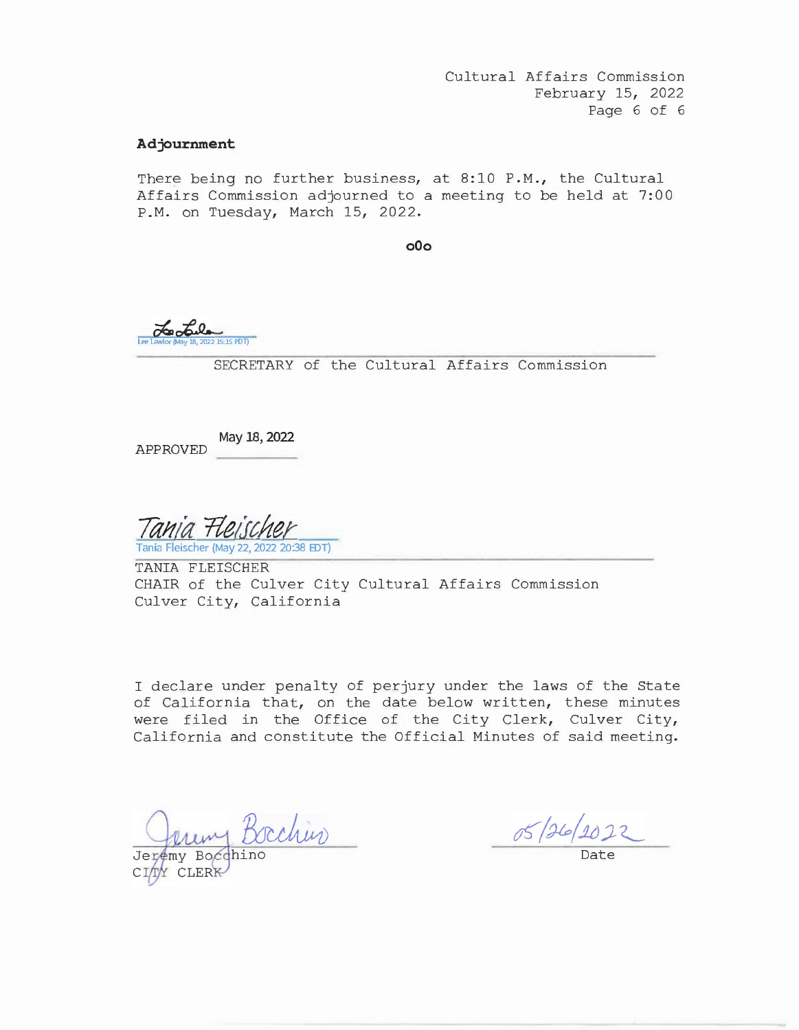**Adjournment**

There being no further business, at 8:10 P.M., the Cultural Affairs Commission adjourned to a meeting to be held at 7:00 P.M. on Tuesday, March 15, 2022.

o0o

Lee Lawlor (May 18, 2022 15:15 PDT)

SECRETARY of the Cultural Affairs Commission

APPROVED May 18, 2022

Tania Fleischer
Tania Fleischer (May 22, 2022 20:38 EDT)

TANIA FLEISCHER
CHAIR of the Culver City Cultural Affairs Commission
Culver City, California

I declare under penalty of perjury under the laws of the State of California that, on the date below written, these minutes were filed in the Office of the City Clerk, Culver City, California and constitute the Official Minutes of said meeting.

Jeremy Bocchino
CITY CLERK

05/26/2022
Date